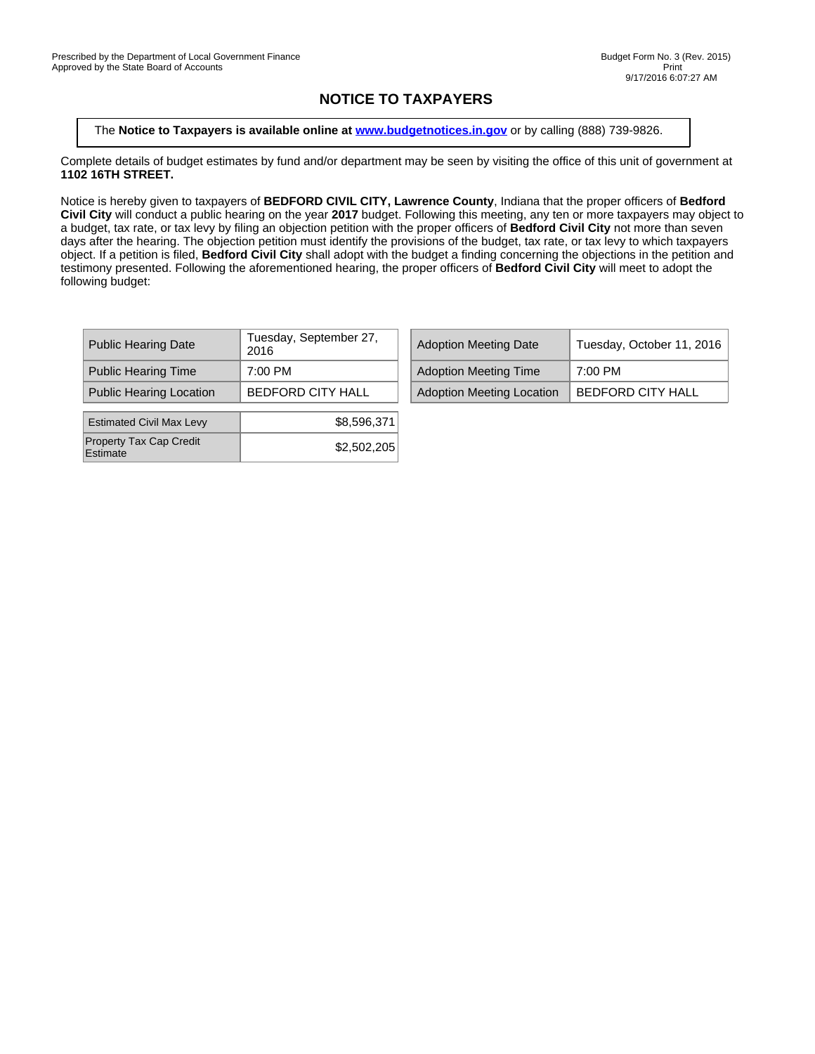Prescribed by the Department of Local Government Finance
Approved by the State Board of Accounts

Budget Form No. 3 (Rev. 2015)
Print
9/17/2016 6:07:27 AM

# NOTICE TO TAXPAYERS

The **Notice to Taxpayers is available online at [www.budgetnotices.in.gov](http://www.budgetnotices.in.gov)** or by calling (888) 739-9826.

Complete details of budget estimates by fund and/or department may be seen by visiting the office of this unit of government at **1102 16TH STREET.**

Notice is hereby given to taxpayers of **BEDFORD CIVIL CITY, Lawrence County**, Indiana that the proper officers of **Bedford Civil City** will conduct a public hearing on the year **2017** budget. Following this meeting, any ten or more taxpayers may object to a budget, tax rate, or tax levy by filing an objection petition with the proper officers of **Bedford Civil City** not more than seven days after the hearing. The objection petition must identify the provisions of the budget, tax rate, or tax levy to which taxpayers object. If a petition is filed, **Bedford Civil City** shall adopt with the budget a finding concerning the objections in the petition and testimony presented. Following the aforementioned hearing, the proper officers of **Bedford Civil City** will meet to adopt the following budget:

| | |
|---|---|
| Public Hearing Date | Tuesday, September 27, 2016 |
| Public Hearing Time | 7:00 PM |
| Public Hearing Location | BEDFORD CITY HALL |

| | |
|---|---|
| Adoption Meeting Date | Tuesday, October 11, 2016 |
| Adoption Meeting Time | 7:00 PM |
| Adoption Meeting Location | BEDFORD CITY HALL |

| | |
|---|---|
| Estimated Civil Max Levy | $8,596,371 |
| Property Tax Cap Credit Estimate | $2,502,205 |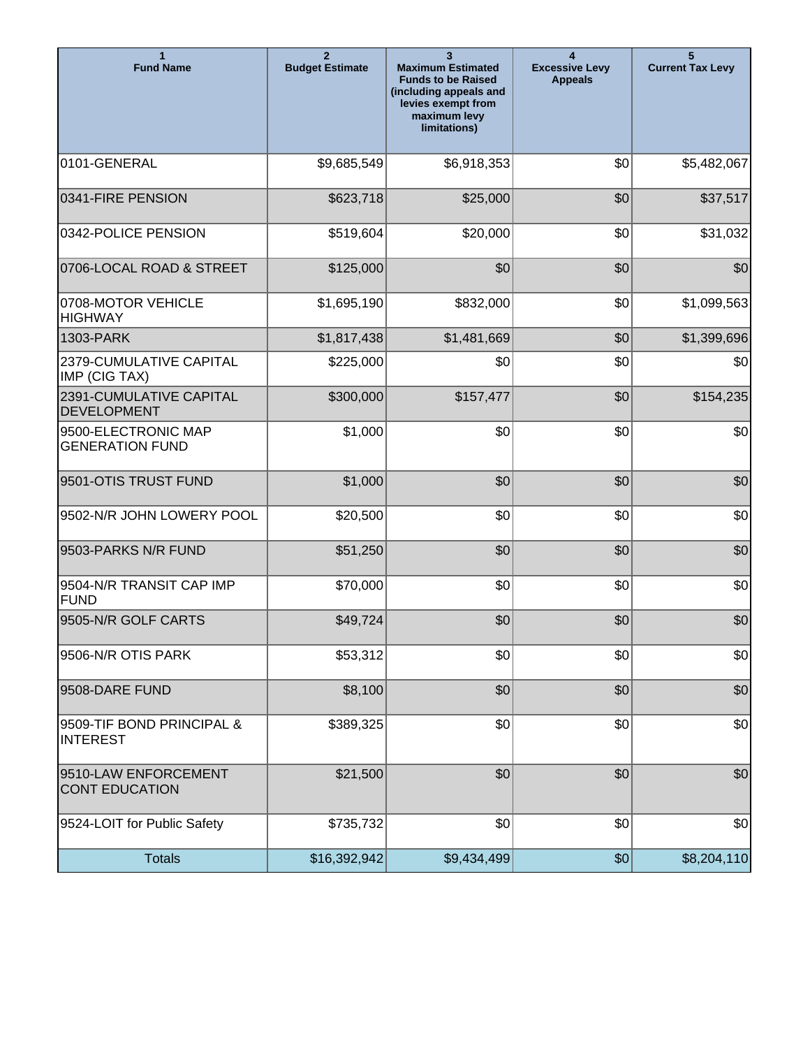| 1<br>Fund Name | 2<br>Budget Estimate | 3<br>Maximum Estimated Funds to be Raised (including appeals and levies exempt from maximum levy limitations) | 4<br>Excessive Levy Appeals | 5<br>Current Tax Levy |
|---|---|---|---|---|
| 0101-GENERAL | $9,685,549 | $6,918,353 | $0 | $5,482,067 |
| 0341-FIRE PENSION | $623,718 | $25,000 | $0 | $37,517 |
| 0342-POLICE PENSION | $519,604 | $20,000 | $0 | $31,032 |
| 0706-LOCAL ROAD & STREET | $125,000 | $0 | $0 | $0 |
| 0708-MOTOR VEHICLE HIGHWAY | $1,695,190 | $832,000 | $0 | $1,099,563 |
| 1303-PARK | $1,817,438 | $1,481,669 | $0 | $1,399,696 |
| 2379-CUMULATIVE CAPITAL IMP (CIG TAX) | $225,000 | $0 | $0 | $0 |
| 2391-CUMULATIVE CAPITAL DEVELOPMENT | $300,000 | $157,477 | $0 | $154,235 |
| 9500-ELECTRONIC MAP GENERATION FUND | $1,000 | $0 | $0 | $0 |
| 9501-OTIS TRUST FUND | $1,000 | $0 | $0 | $0 |
| 9502-N/R JOHN LOWERY POOL | $20,500 | $0 | $0 | $0 |
| 9503-PARKS N/R FUND | $51,250 | $0 | $0 | $0 |
| 9504-N/R TRANSIT CAP IMP FUND | $70,000 | $0 | $0 | $0 |
| 9505-N/R GOLF CARTS | $49,724 | $0 | $0 | $0 |
| 9506-N/R OTIS PARK | $53,312 | $0 | $0 | $0 |
| 9508-DARE FUND | $8,100 | $0 | $0 | $0 |
| 9509-TIF BOND PRINCIPAL & INTEREST | $389,325 | $0 | $0 | $0 |
| 9510-LAW ENFORCEMENT CONT EDUCATION | $21,500 | $0 | $0 | $0 |
| 9524-LOIT for Public Safety | $735,732 | $0 | $0 | $0 |
| Totals | $16,392,942 | $9,434,499 | $0 | $8,204,110 |